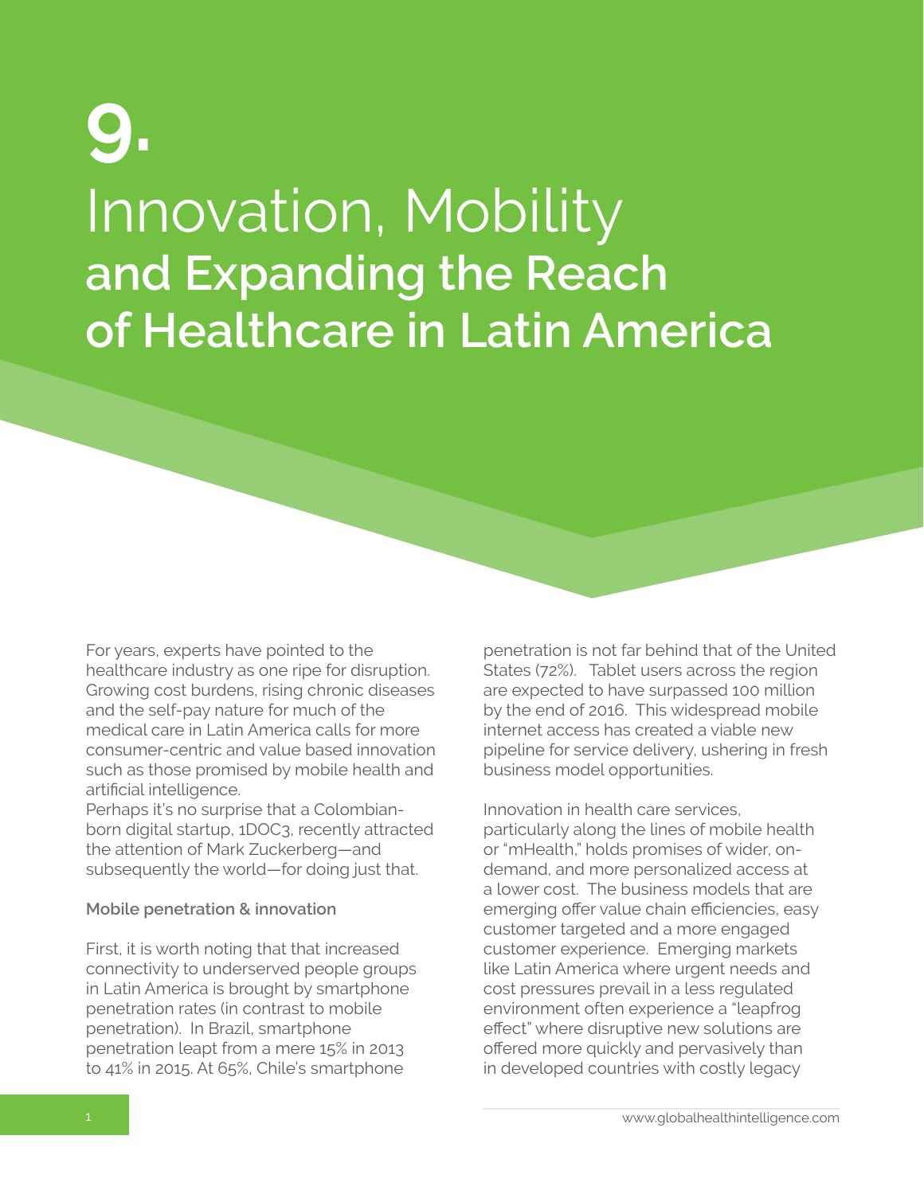# 9.

# Innovation, Mobility and Expanding the Reach of Healthcare in Latin America

For years, experts have pointed to the healthcare industry as one ripe for disruption. Growing cost burdens, rising chronic diseases and the self-pay nature for much of the medical care in Latin America calls for more consumer-centric and value based innovation such as those promised by mobile health and artificial intelligence.

Perhaps it's no surprise that a Colombian-born digital startup, 1DOC3, recently attracted the attention of Mark Zuckerberg—and subsequently the world—for doing just that.

**Mobile penetration & innovation**

First, it is worth noting that that increased connectivity to underserved people groups in Latin America is brought by smartphone penetration rates (in contrast to mobile penetration). In Brazil, smartphone penetration leapt from a mere 15% in 2013 to 41% in 2015. At 65%, Chile's smartphone penetration is not far behind that of the United States (72%). Tablet users across the region are expected to have surpassed 100 million by the end of 2016. This widespread mobile internet access has created a viable new pipeline for service delivery, ushering in fresh business model opportunities.

Innovation in health care services, particularly along the lines of mobile health or "mHealth," holds promises of wider, on-demand, and more personalized access at a lower cost. The business models that are emerging offer value chain efficiencies, easy customer targeted and a more engaged customer experience. Emerging markets like Latin America where urgent needs and cost pressures prevail in a less regulated environment often experience a "leapfrog effect" where disruptive new solutions are offered more quickly and pervasively than in developed countries with costly legacy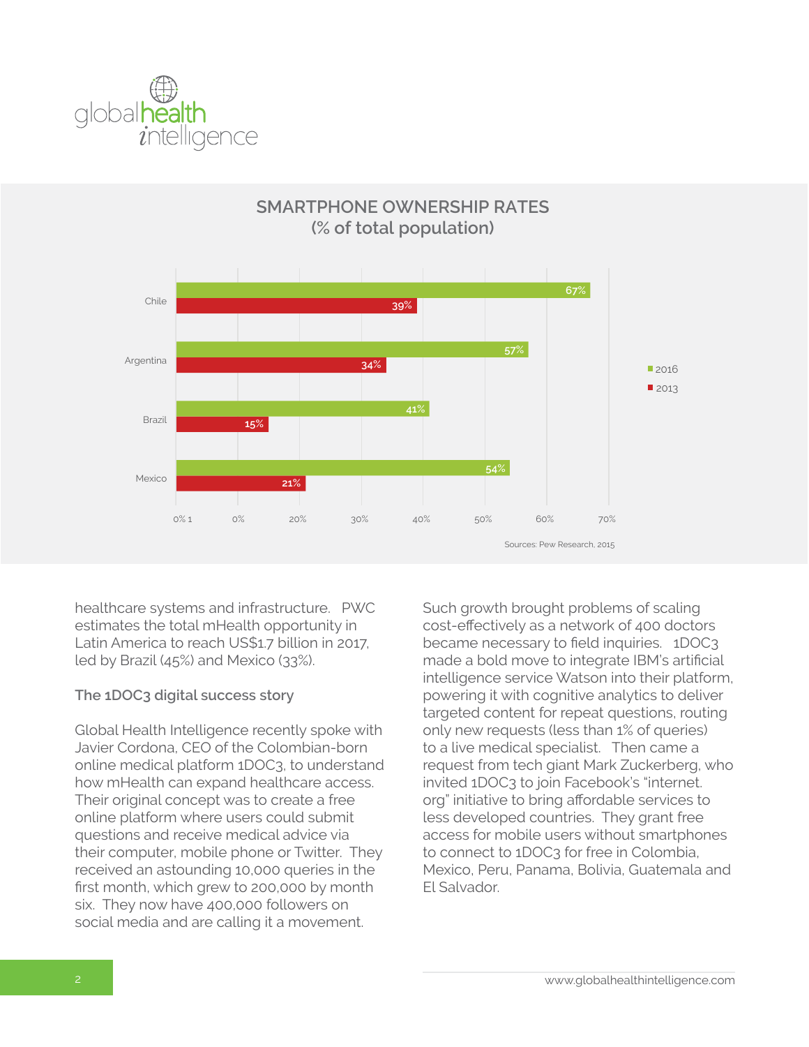## SMARTPHONE OWNERSHIP RATES (% of total population)

| Country | 2016 | 2013 |
|---|---|---|
| Chile | 67% | 39% |
| Argentina | 57% | 34% |
| Brazil | 41% | 15% |
| Mexico | 54% | 21% |

Sources: Pew Research, 2015

healthcare systems and infrastructure. PWC estimates the total mHealth opportunity in Latin America to reach US$1.7 billion in 2017, led by Brazil (45%) and Mexico (33%).

### The 1DOC3 digital success story

Global Health Intelligence recently spoke with Javier Cordona, CEO of the Colombian-born online medical platform 1DOC3, to understand how mHealth can expand healthcare access. Their original concept was to create a free online platform where users could submit questions and receive medical advice via their computer, mobile phone or Twitter. They received an astounding 10,000 queries in the first month, which grew to 200,000 by month six. They now have 400,000 followers on social media and are calling it a movement.

Such growth brought problems of scaling cost-effectively as a network of 400 doctors became necessary to field inquiries. 1DOC3 made a bold move to integrate IBM's artificial intelligence service Watson into their platform, powering it with cognitive analytics to deliver targeted content for repeat questions, routing only new requests (less than 1% of queries) to a live medical specialist. Then came a request from tech giant Mark Zuckerberg, who invited 1DOC3 to join Facebook's "internet.org" initiative to bring affordable services to less developed countries. They grant free access for mobile users without smartphones to connect to 1DOC3 for free in Colombia, Mexico, Peru, Panama, Bolivia, Guatemala and El Salvador.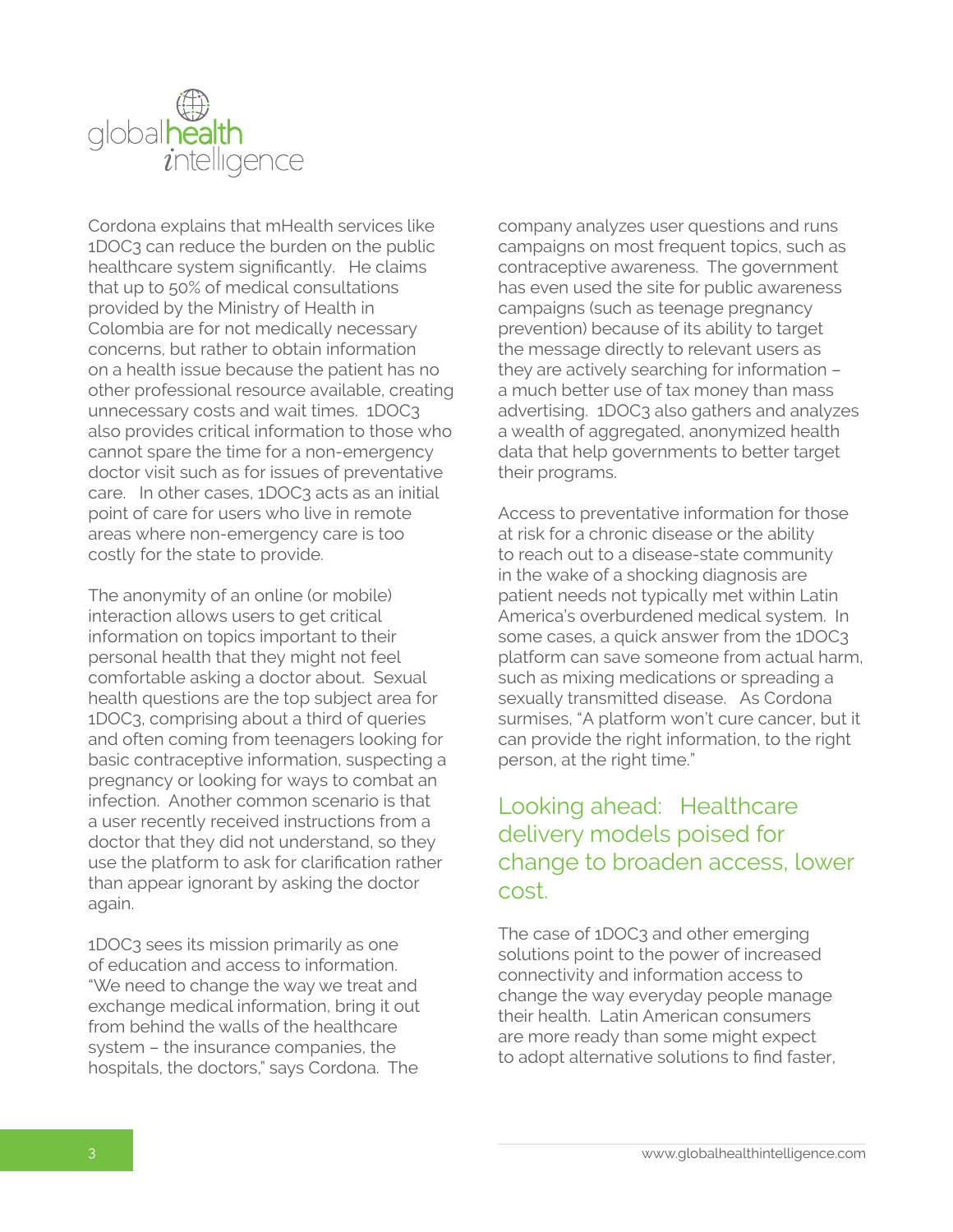Cordona explains that mHealth services like 1DOC3 can reduce the burden on the public healthcare system significantly. He claims that up to 50% of medical consultations provided by the Ministry of Health in Colombia are for not medically necessary concerns, but rather to obtain information on a health issue because the patient has no other professional resource available, creating unnecessary costs and wait times. 1DOC3 also provides critical information to those who cannot spare the time for a non-emergency doctor visit such as for issues of preventative care. In other cases, 1DOC3 acts as an initial point of care for users who live in remote areas where non-emergency care is too costly for the state to provide.

The anonymity of an online (or mobile) interaction allows users to get critical information on topics important to their personal health that they might not feel comfortable asking a doctor about. Sexual health questions are the top subject area for 1DOC3, comprising about a third of queries and often coming from teenagers looking for basic contraceptive information, suspecting a pregnancy or looking for ways to combat an infection. Another common scenario is that a user recently received instructions from a doctor that they did not understand, so they use the platform to ask for clarification rather than appear ignorant by asking the doctor again.

1DOC3 sees its mission primarily as one of education and access to information. "We need to change the way we treat and exchange medical information, bring it out from behind the walls of the healthcare system – the insurance companies, the hospitals, the doctors," says Cordona. The company analyzes user questions and runs campaigns on most frequent topics, such as contraceptive awareness. The government has even used the site for public awareness campaigns (such as teenage pregnancy prevention) because of its ability to target the message directly to relevant users as they are actively searching for information – a much better use of tax money than mass advertising. 1DOC3 also gathers and analyzes a wealth of aggregated, anonymized health data that help governments to better target their programs.

Access to preventative information for those at risk for a chronic disease or the ability to reach out to a disease-state community in the wake of a shocking diagnosis are patient needs not typically met within Latin America's overburdened medical system. In some cases, a quick answer from the 1DOC3 platform can save someone from actual harm, such as mixing medications or spreading a sexually transmitted disease. As Cordona surmises, "A platform won't cure cancer, but it can provide the right information, to the right person, at the right time."

## Looking ahead: Healthcare delivery models poised for change to broaden access, lower cost.

The case of 1DOC3 and other emerging solutions point to the power of increased connectivity and information access to change the way everyday people manage their health. Latin American consumers are more ready than some might expect to adopt alternative solutions to find faster,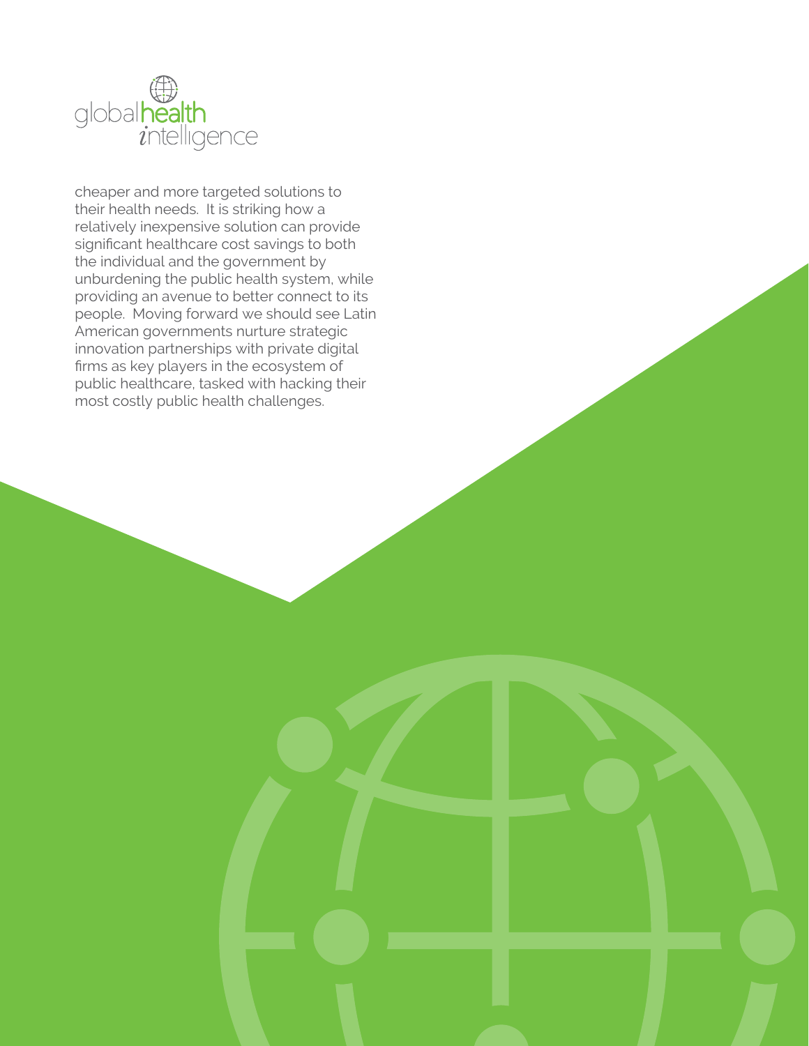cheaper and more targeted solutions to their health needs. It is striking how a relatively inexpensive solution can provide significant healthcare cost savings to both the individual and the government by unburdening the public health system, while providing an avenue to better connect to its people. Moving forward we should see Latin American governments nurture strategic innovation partnerships with private digital firms as key players in the ecosystem of public healthcare, tasked with hacking their most costly public health challenges.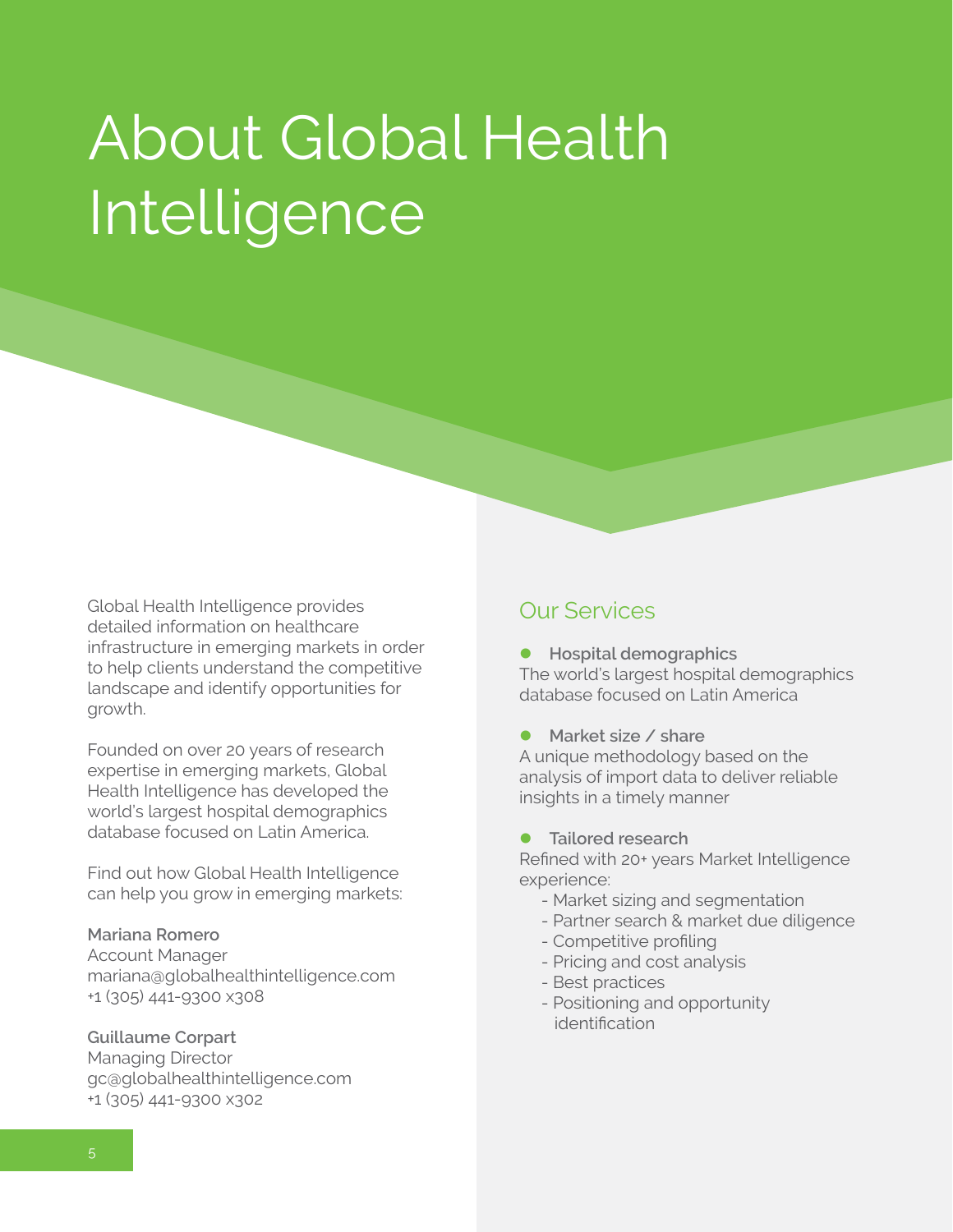# About Global Health Intelligence

Global Health Intelligence provides detailed information on healthcare infrastructure in emerging markets in order to help clients understand the competitive landscape and identify opportunities for growth.

Founded on over 20 years of research expertise in emerging markets, Global Health Intelligence has developed the world's largest hospital demographics database focused on Latin America.

Find out how Global Health Intelligence can help you grow in emerging markets:

**Mariana Romero**
Account Manager
mariana@globalhealthintelligence.com
+1 (305) 441-9300 x308

**Guillaume Corpart**
Managing Director
gc@globalhealthintelligence.com
+1 (305) 441-9300 x302

## Our Services

- **Hospital demographics**
  The world's largest hospital demographics database focused on Latin America

- **Market size / share**
  A unique methodology based on the analysis of import data to deliver reliable insights in a timely manner

- **Tailored research**
  Refined with 20+ years Market Intelligence experience:
  - Market sizing and segmentation
  - Partner search & market due diligence
  - Competitive profiling
  - Pricing and cost analysis
  - Best practices
  - Positioning and opportunity identification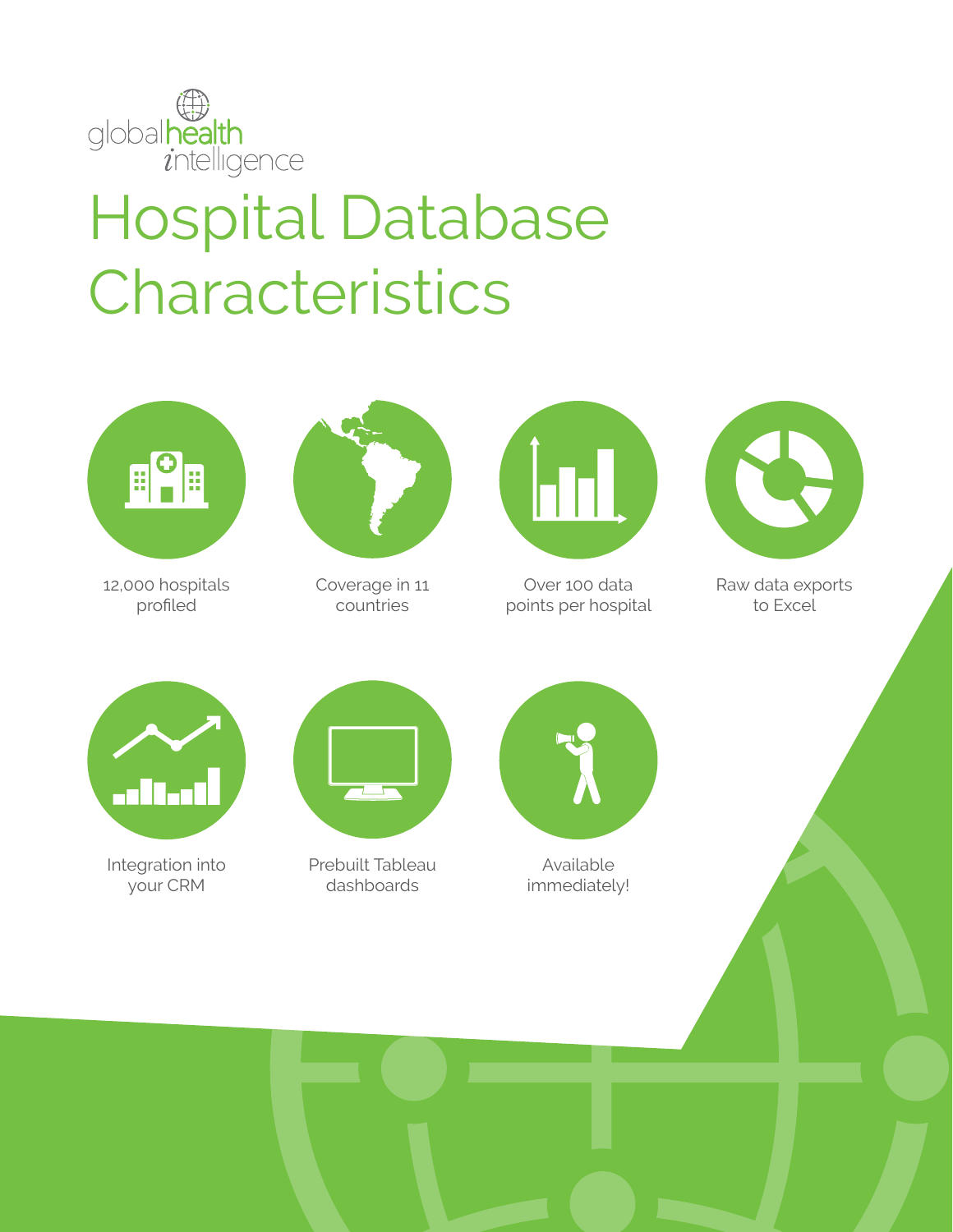globalhealth intelligence

# Hospital Database Characteristics

- 12,000 hospitals profiled
- Coverage in 11 countries
- Over 100 data points per hospital
- Raw data exports to Excel
- Integration into your CRM
- Prebuilt Tableau dashboards
- Available immediately!